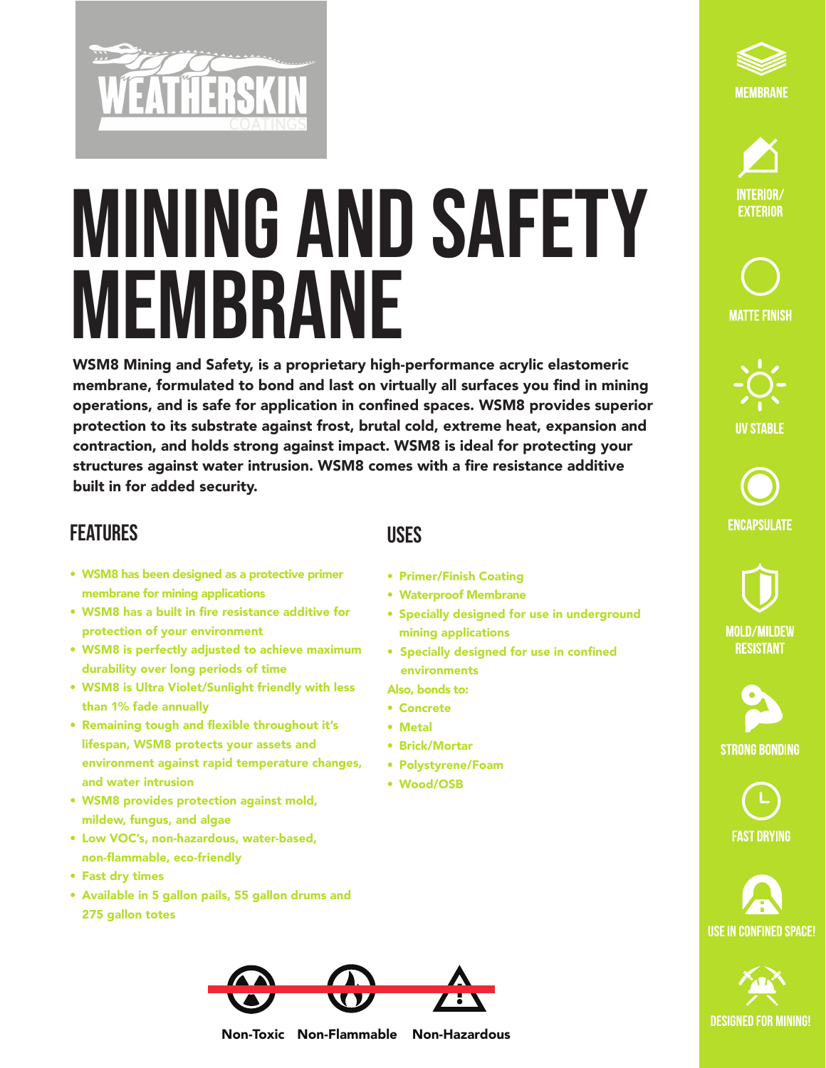WEATHERSKIN COATINGS

# MINING AND SAFETY MEMBRANE

**WSM8 Mining and Safety, is a proprietary high-performance acrylic elastomeric membrane, formulated to bond and last on virtually all surfaces you find in mining operations, and is safe for application in confined spaces. WSM8 provides superior protection to its substrate against frost, brutal cold, extreme heat, expansion and contraction, and holds strong against impact. WSM8 is ideal for protecting your structures against water intrusion. WSM8 comes with a fire resistance additive built in for added security.**

## FEATURES

- WSM8 has been designed as a protective primer membrane for mining applications
- WSM8 has a built in fire resistance additive for protection of your environment
- WSM8 is perfectly adjusted to achieve maximum durability over long periods of time
- WSM8 is Ultra Violet/Sunlight friendly with less than 1% fade annually
- Remaining tough and flexible throughout it's lifespan, WSM8 protects your assets and environment against rapid temperature changes, and water intrusion
- WSM8 provides protection against mold, mildew, fungus, and algae
- Low VOC's, non-hazardous, water-based, non-flammable, eco-friendly
- Fast dry times
- Available in 5 gallon pails, 55 gallon drums and 275 gallon totes

## USES

- Primer/Finish Coating
- Waterproof Membrane
- Specially designed for use in underground mining applications
- Specially designed for use in confined environments

Also, bonds to:

- Concrete
- Metal
- Brick/Mortar
- Polystyrene/Foam
- Wood/OSB

Non-Toxic Non-Flammable Non-Hazardous

MEMBRANE

INTERIOR/ EXTERIOR

MATTE FINISH

UV STABLE

ENCAPSULATE

MOLD/MILDEW RESISTANT

STRONG BONDING

FAST DRYING

USE IN CONFINED SPACE!

DESIGNED FOR MINING!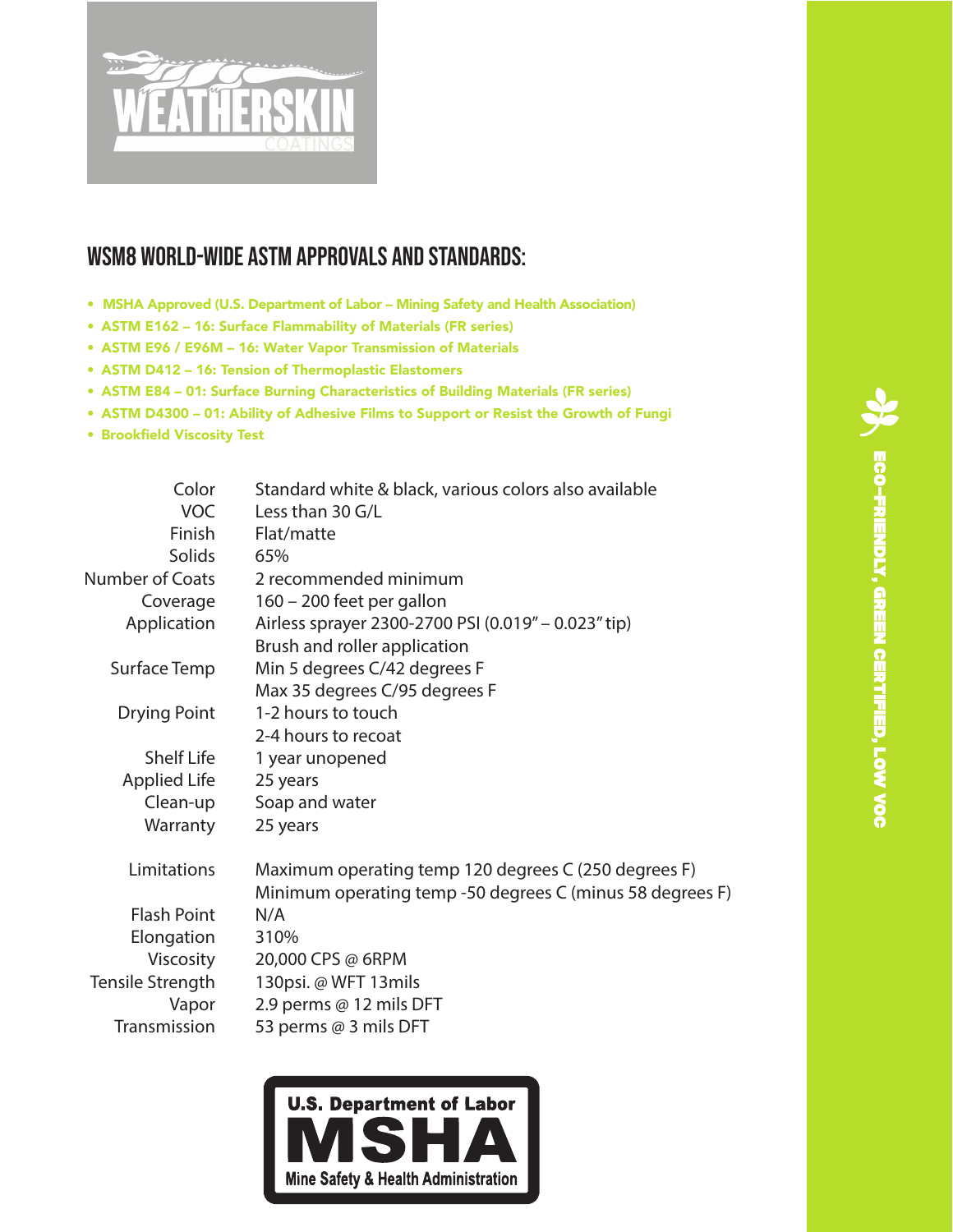## WSM8 WORLD-WIDE ASTM APPROVALS AND STANDARDS:

- **MSHA Approved (U.S. Department of Labor – Mining Safety and Health Association)**
- **ASTM E162 – 16: Surface Flammability of Materials (FR series)**
- **ASTM E96 / E96M – 16: Water Vapor Transmission of Materials**
- **ASTM D412 – 16: Tension of Thermoplastic Elastomers**
- **ASTM E84 – 01: Surface Burning Characteristics of Building Materials (FR series)**
- **ASTM D4300 – 01: Ability of Adhesive Films to Support or Resist the Growth of Fungi**
- **Brookfield Viscosity Test**

| | |
|---|---|
| Color | Standard white & black, various colors also available |
| VOC | Less than 30 G/L |
| Finish | Flat/matte |
| Solids | 65% |
| Number of Coats | 2 recommended minimum |
| Coverage | 160 – 200 feet per gallon |
| Application | Airless sprayer 2300-2700 PSI (0.019" – 0.023" tip)<br>Brush and roller application |
| Surface Temp | Min 5 degrees C/42 degrees F<br>Max 35 degrees C/95 degrees F |
| Drying Point | 1-2 hours to touch<br>2-4 hours to recoat |
| Shelf Life | 1 year unopened |
| Applied Life | 25 years |
| Clean-up | Soap and water |
| Warranty | 25 years |
| Limitations | Maximum operating temp 120 degrees C (250 degrees F)<br>Minimum operating temp -50 degrees C (minus 58 degrees F) |
| Flash Point | N/A |
| Elongation | 310% |
| Viscosity | 20,000 CPS @ 6RPM |
| Tensile Strength | 130psi. @ WFT 13mils |
| Vapor Transmission | 2.9 perms @ 12 mils DFT<br>53 perms @ 3 mils DFT |

U.S. Department of Labor
MSHA
Mine Safety & Health Administration

ECO-FRIENDLY, GREEN CERTIFIED, LOW VOC